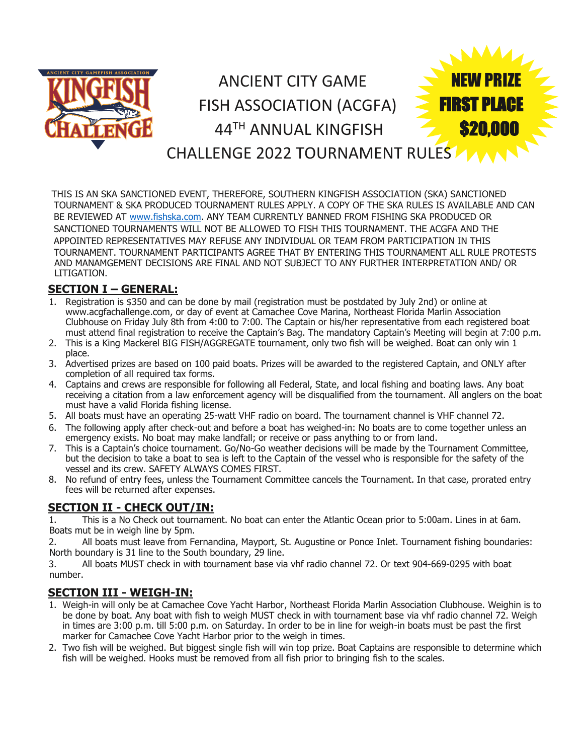# ANCIENT CITY GAME FISH ASSOCIATION (ACGFA) 44TH ANNUAL KINGFISH CHALLENGE 2022 TOURNAMENT RULES

**NEW PRIZE FIRST PLACE $20,000**

THIS IS AN SKA SANCTIONED EVENT, THEREFORE, SOUTHERN KINGFISH ASSOCIATION (SKA) SANCTIONED TOURNAMENT & SKA PRODUCED TOURNAMENT RULES APPLY. A COPY OF THE SKA RULES IS AVAILABLE AND CAN BE REVIEWED AT www.fishska.com. ANY TEAM CURRENTLY BANNED FROM FISHING SKA PRODUCED OR SANCTIONED TOURNAMENTS WILL NOT BE ALLOWED TO FISH THIS TOURNAMENT. THE ACGFA AND THE APPOINTED REPRESENTATIVES MAY REFUSE ANY INDIVIDUAL OR TEAM FROM PARTICIPATION IN THIS TOURNAMENT. TOURNAMENT PARTICIPANTS AGREE THAT BY ENTERING THIS TOURNAMENT ALL RULE PROTESTS AND MANAMGEMENT DECISIONS ARE FINAL AND NOT SUBJECT TO ANY FURTHER INTERPRETATION AND/ OR LITIGATION.

## SECTION I – GENERAL:

1. Registration is $350 and can be done by mail (registration must be postdated by July 2nd) or online at www.acgfachallenge.com, or day of event at Camachee Cove Marina, Northeast Florida Marlin Association Clubhouse on Friday July 8th from 4:00 to 7:00. The Captain or his/her representative from each registered boat must attend final registration to receive the Captain's Bag. The mandatory Captain's Meeting will begin at 7:00 p.m.
2. This is a King Mackerel BIG FISH/AGGREGATE tournament, only two fish will be weighed. Boat can only win 1 place.
3. Advertised prizes are based on 100 paid boats. Prizes will be awarded to the registered Captain, and ONLY after completion of all required tax forms.
4. Captains and crews are responsible for following all Federal, State, and local fishing and boating laws. Any boat receiving a citation from a law enforcement agency will be disqualified from the tournament. All anglers on the boat must have a valid Florida fishing license.
5. All boats must have an operating 25-watt VHF radio on board. The tournament channel is VHF channel 72.
6. The following apply after check-out and before a boat has weighed-in: No boats are to come together unless an emergency exists. No boat may make landfall; or receive or pass anything to or from land.
7. This is a Captain's choice tournament. Go/No-Go weather decisions will be made by the Tournament Committee, but the decision to take a boat to sea is left to the Captain of the vessel who is responsible for the safety of the vessel and its crew. SAFETY ALWAYS COMES FIRST.
8. No refund of entry fees, unless the Tournament Committee cancels the Tournament. In that case, prorated entry fees will be returned after expenses.

## SECTION II - CHECK OUT/IN:

1. This is a No Check out tournament. No boat can enter the Atlantic Ocean prior to 5:00am. Lines in at 6am. Boats mut be in weigh line by 5pm.
2. All boats must leave from Fernandina, Mayport, St. Augustine or Ponce Inlet. Tournament fishing boundaries: North boundary is 31 line to the South boundary, 29 line.
3. All boats MUST check in with tournament base via vhf radio channel 72. Or text 904-669-0295 with boat number.

## SECTION III - WEIGH-IN:

1. Weigh-in will only be at Camachee Cove Yacht Harbor, Northeast Florida Marlin Association Clubhouse. Weighin is to be done by boat. Any boat with fish to weigh MUST check in with tournament base via vhf radio channel 72. Weigh in times are 3:00 p.m. till 5:00 p.m. on Saturday. In order to be in line for weigh-in boats must be past the first marker for Camachee Cove Yacht Harbor prior to the weigh in times.
2. Two fish will be weighed. But biggest single fish will win top prize. Boat Captains are responsible to determine which fish will be weighed. Hooks must be removed from all fish prior to bringing fish to the scales.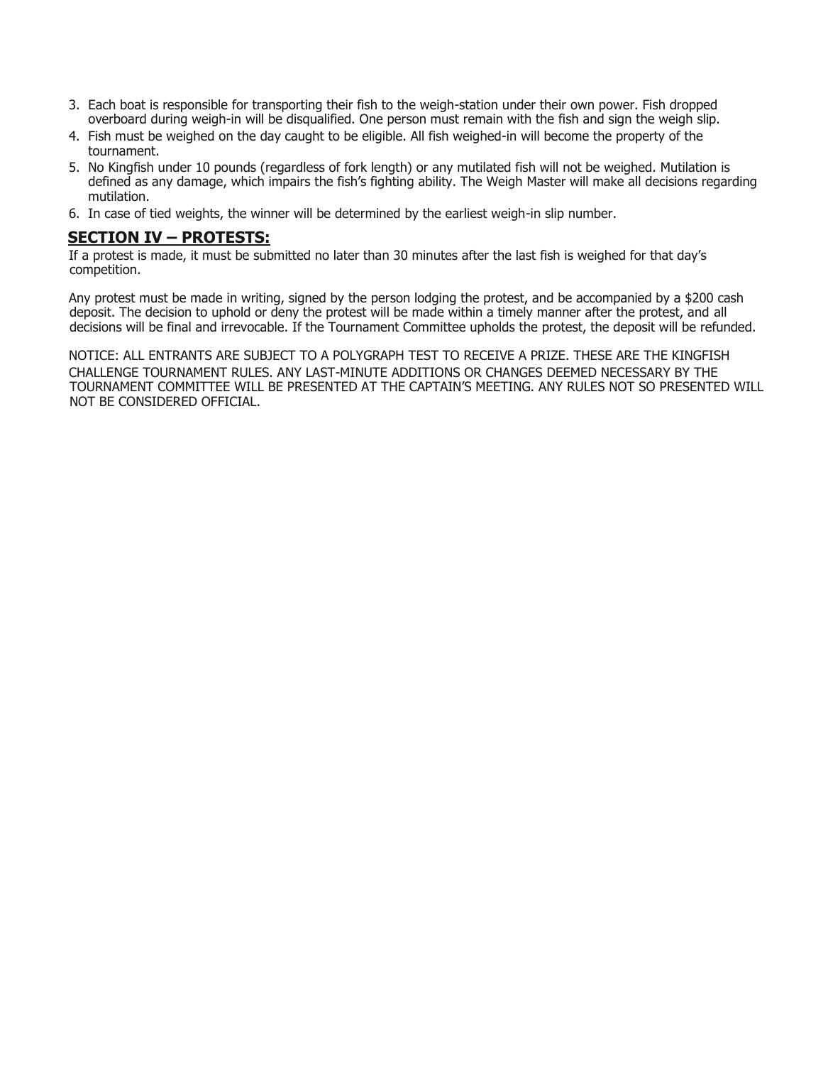3. Each boat is responsible for transporting their fish to the weigh-station under their own power. Fish dropped overboard during weigh-in will be disqualified. One person must remain with the fish and sign the weigh slip.
4. Fish must be weighed on the day caught to be eligible. All fish weighed-in will become the property of the tournament.
5. No Kingfish under 10 pounds (regardless of fork length) or any mutilated fish will not be weighed. Mutilation is defined as any damage, which impairs the fish's fighting ability. The Weigh Master will make all decisions regarding mutilation.
6. In case of tied weights, the winner will be determined by the earliest weigh-in slip number.

## SECTION IV – PROTESTS:

If a protest is made, it must be submitted no later than 30 minutes after the last fish is weighed for that day's competition.

Any protest must be made in writing, signed by the person lodging the protest, and be accompanied by a $200 cash deposit. The decision to uphold or deny the protest will be made within a timely manner after the protest, and all decisions will be final and irrevocable. If the Tournament Committee upholds the protest, the deposit will be refunded.

NOTICE: ALL ENTRANTS ARE SUBJECT TO A POLYGRAPH TEST TO RECEIVE A PRIZE. THESE ARE THE KINGFISH CHALLENGE TOURNAMENT RULES. ANY LAST-MINUTE ADDITIONS OR CHANGES DEEMED NECESSARY BY THE TOURNAMENT COMMITTEE WILL BE PRESENTED AT THE CAPTAIN'S MEETING. ANY RULES NOT SO PRESENTED WILL NOT BE CONSIDERED OFFICIAL.